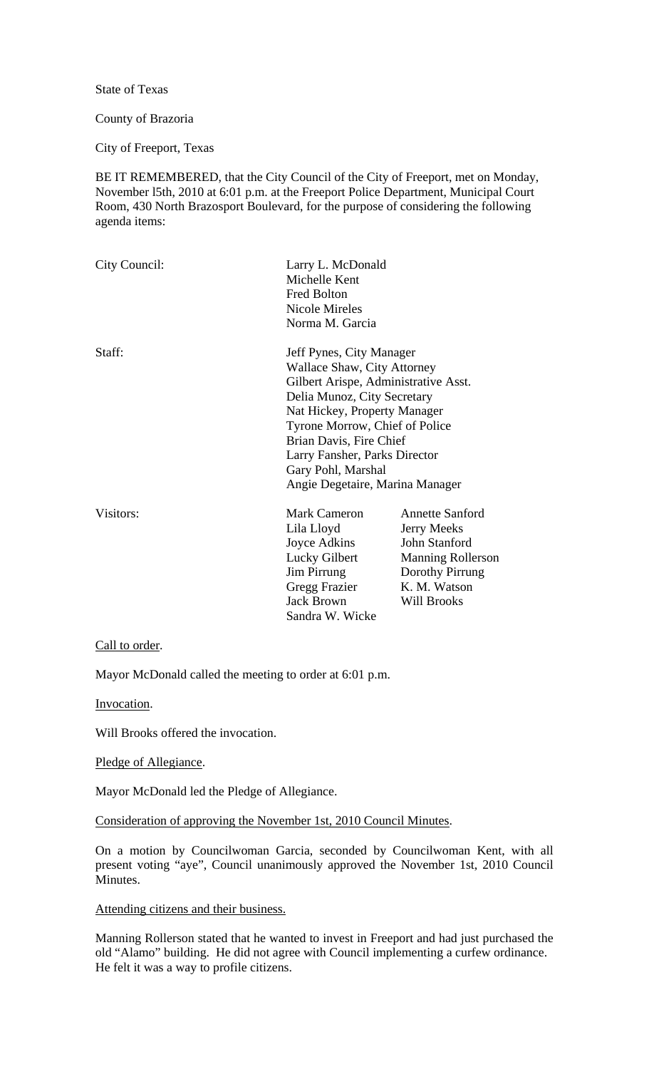State of Texas

County of Brazoria

City of Freeport, Texas

BE IT REMEMBERED, that the City Council of the City of Freeport, met on Monday, November l5th, 2010 at 6:01 p.m. at the Freeport Police Department, Municipal Court Room, 430 North Brazosport Boulevard, for the purpose of considering the following agenda items:

| | | |
|---|---|---|
| City Council: | Larry L. McDonald | |
| | Michelle Kent | |
| | Fred Bolton | |
| | Nicole Mireles | |
| | Norma M. Garcia | |
| Staff: | Jeff Pynes, City Manager | |
| | Wallace Shaw, City Attorney | |
| | Gilbert Arispe, Administrative Asst. | |
| | Delia Munoz, City Secretary | |
| | Nat Hickey, Property Manager | |
| | Tyrone Morrow, Chief of Police | |
| | Brian Davis, Fire Chief | |
| | Larry Fansher, Parks Director | |
| | Gary Pohl, Marshal | |
| | Angie Degetaire, Marina Manager | |
| Visitors: | Mark Cameron | Annette Sanford |
| | Lila Lloyd | Jerry Meeks |
| | Joyce Adkins | John Stanford |
| | Lucky Gilbert | Manning Rollerson |
| | Jim Pirrung | Dorothy Pirrung |
| | Gregg Frazier | K. M. Watson |
| | Jack Brown | Will Brooks |
| | Sandra W. Wicke | |

Call to order.

Mayor McDonald called the meeting to order at 6:01 p.m.

Invocation.

Will Brooks offered the invocation.

Pledge of Allegiance.

Mayor McDonald led the Pledge of Allegiance.

Consideration of approving the November 1st, 2010 Council Minutes.

On a motion by Councilwoman Garcia, seconded by Councilwoman Kent, with all present voting "aye", Council unanimously approved the November 1st, 2010 Council Minutes.

Attending citizens and their business.

Manning Rollerson stated that he wanted to invest in Freeport and had just purchased the old "Alamo" building. He did not agree with Council implementing a curfew ordinance. He felt it was a way to profile citizens.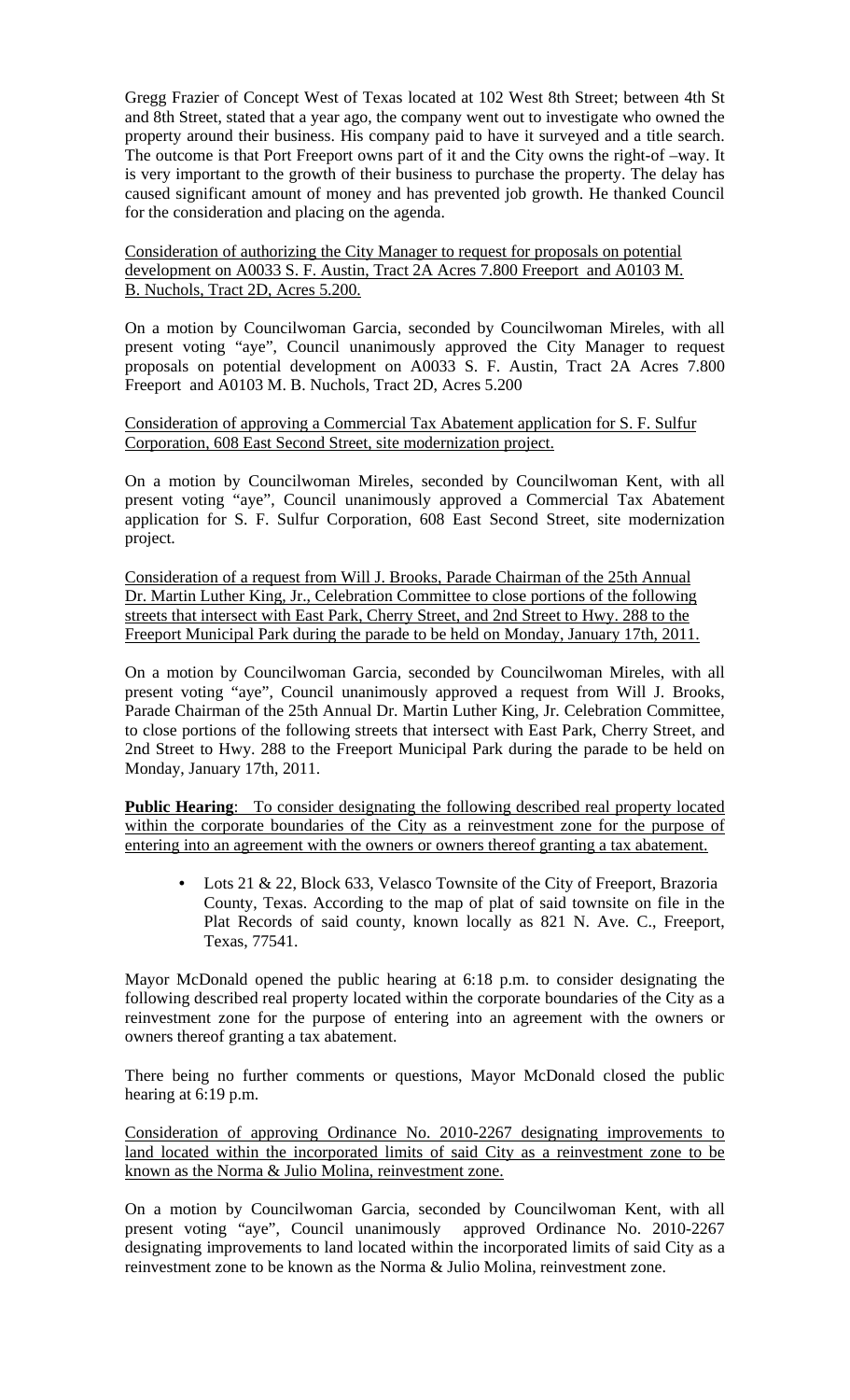Gregg Frazier of Concept West of Texas located at 102 West 8th Street; between 4th St and 8th Street, stated that a year ago, the company went out to investigate who owned the property around their business. His company paid to have it surveyed and a title search. The outcome is that Port Freeport owns part of it and the City owns the right-of –way. It is very important to the growth of their business to purchase the property. The delay has caused significant amount of money and has prevented job growth. He thanked Council for the consideration and placing on the agenda.

Consideration of authorizing the City Manager to request for proposals on potential development on A0033 S. F. Austin, Tract 2A Acres 7.800 Freeport and A0103 M. B. Nuchols, Tract 2D, Acres 5.200.

On a motion by Councilwoman Garcia, seconded by Councilwoman Mireles, with all present voting "aye", Council unanimously approved the City Manager to request proposals on potential development on A0033 S. F. Austin, Tract 2A Acres 7.800 Freeport and A0103 M. B. Nuchols, Tract 2D, Acres 5.200

Consideration of approving a Commercial Tax Abatement application for S. F. Sulfur Corporation, 608 East Second Street, site modernization project.

On a motion by Councilwoman Mireles, seconded by Councilwoman Kent, with all present voting "aye", Council unanimously approved a Commercial Tax Abatement application for S. F. Sulfur Corporation, 608 East Second Street, site modernization project.

Consideration of a request from Will J. Brooks, Parade Chairman of the 25th Annual Dr. Martin Luther King, Jr., Celebration Committee to close portions of the following streets that intersect with East Park, Cherry Street, and 2nd Street to Hwy. 288 to the Freeport Municipal Park during the parade to be held on Monday, January 17th, 2011.

On a motion by Councilwoman Garcia, seconded by Councilwoman Mireles, with all present voting "aye", Council unanimously approved a request from Will J. Brooks, Parade Chairman of the 25th Annual Dr. Martin Luther King, Jr. Celebration Committee, to close portions of the following streets that intersect with East Park, Cherry Street, and 2nd Street to Hwy. 288 to the Freeport Municipal Park during the parade to be held on Monday, January 17th, 2011.

**Public Hearing**: To consider designating the following described real property located within the corporate boundaries of the City as a reinvestment zone for the purpose of entering into an agreement with the owners or owners thereof granting a tax abatement.

- Lots 21 & 22, Block 633, Velasco Townsite of the City of Freeport, Brazoria County, Texas. According to the map of plat of said townsite on file in the Plat Records of said county, known locally as 821 N. Ave. C., Freeport, Texas, 77541.

Mayor McDonald opened the public hearing at 6:18 p.m. to consider designating the following described real property located within the corporate boundaries of the City as a reinvestment zone for the purpose of entering into an agreement with the owners or owners thereof granting a tax abatement.

There being no further comments or questions, Mayor McDonald closed the public hearing at 6:19 p.m.

Consideration of approving Ordinance No. 2010-2267 designating improvements to land located within the incorporated limits of said City as a reinvestment zone to be known as the Norma & Julio Molina, reinvestment zone.

On a motion by Councilwoman Garcia, seconded by Councilwoman Kent, with all present voting "aye", Council unanimously approved Ordinance No. 2010-2267 designating improvements to land located within the incorporated limits of said City as a reinvestment zone to be known as the Norma & Julio Molina, reinvestment zone.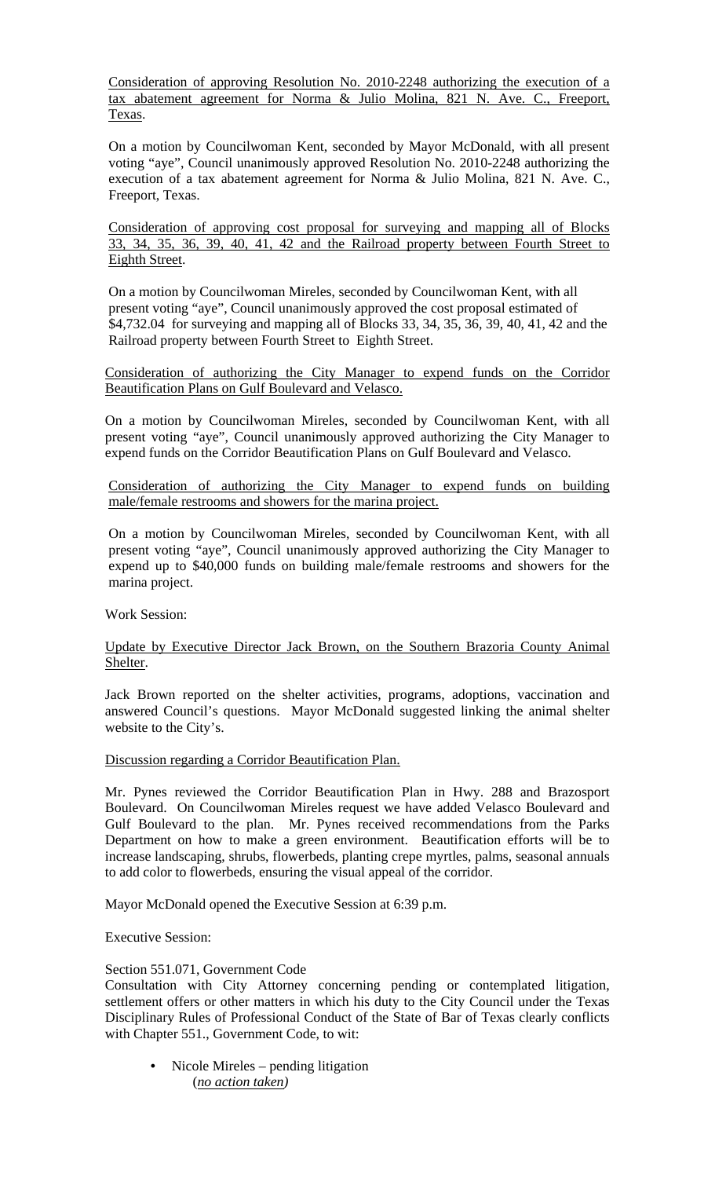Consideration of approving Resolution No. 2010-2248 authorizing the execution of a tax abatement agreement for Norma & Julio Molina, 821 N. Ave. C., Freeport, Texas.

On a motion by Councilwoman Kent, seconded by Mayor McDonald, with all present voting "aye", Council unanimously approved Resolution No. 2010-2248 authorizing the execution of a tax abatement agreement for Norma & Julio Molina, 821 N. Ave. C., Freeport, Texas.

Consideration of approving cost proposal for surveying and mapping all of Blocks 33, 34, 35, 36, 39, 40, 41, 42 and the Railroad property between Fourth Street to Eighth Street.

On a motion by Councilwoman Mireles, seconded by Councilwoman Kent, with all present voting "aye", Council unanimously approved the cost proposal estimated of $4,732.04 for surveying and mapping all of Blocks 33, 34, 35, 36, 39, 40, 41, 42 and the Railroad property between Fourth Street to Eighth Street.

Consideration of authorizing the City Manager to expend funds on the Corridor Beautification Plans on Gulf Boulevard and Velasco.

On a motion by Councilwoman Mireles, seconded by Councilwoman Kent, with all present voting "aye", Council unanimously approved authorizing the City Manager to expend funds on the Corridor Beautification Plans on Gulf Boulevard and Velasco.

Consideration of authorizing the City Manager to expend funds on building male/female restrooms and showers for the marina project.

On a motion by Councilwoman Mireles, seconded by Councilwoman Kent, with all present voting "aye", Council unanimously approved authorizing the City Manager to expend up to $40,000 funds on building male/female restrooms and showers for the marina project.

Work Session:

Update by Executive Director Jack Brown, on the Southern Brazoria County Animal Shelter.

Jack Brown reported on the shelter activities, programs, adoptions, vaccination and answered Council's questions. Mayor McDonald suggested linking the animal shelter website to the City's.

Discussion regarding a Corridor Beautification Plan.

Mr. Pynes reviewed the Corridor Beautification Plan in Hwy. 288 and Brazosport Boulevard. On Councilwoman Mireles request we have added Velasco Boulevard and Gulf Boulevard to the plan. Mr. Pynes received recommendations from the Parks Department on how to make a green environment. Beautification efforts will be to increase landscaping, shrubs, flowerbeds, planting crepe myrtles, palms, seasonal annuals to add color to flowerbeds, ensuring the visual appeal of the corridor.

Mayor McDonald opened the Executive Session at 6:39 p.m.

Executive Session:

Section 551.071, Government Code
Consultation with City Attorney concerning pending or contemplated litigation, settlement offers or other matters in which his duty to the City Council under the Texas Disciplinary Rules of Professional Conduct of the State of Bar of Texas clearly conflicts with Chapter 551., Government Code, to wit:

- Nicole Mireles – pending litigation
  (*no action taken)*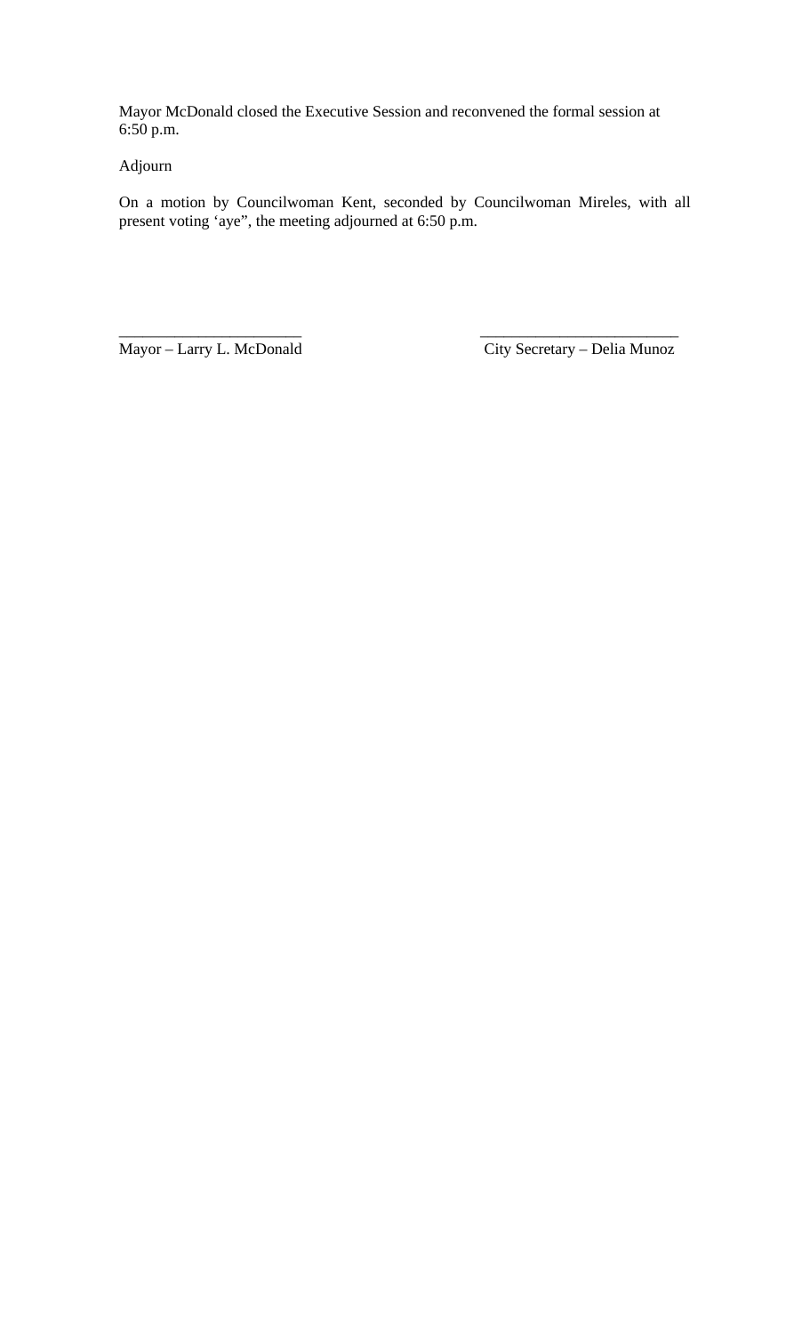Mayor McDonald closed the Executive Session and reconvened the formal session at 6:50 p.m.

Adjourn

On a motion by Councilwoman Kent, seconded by Councilwoman Mireles, with all present voting 'aye", the meeting adjourned at 6:50 p.m.

_______________________ _________________________

Mayor – Larry L. McDonald City Secretary – Delia Munoz